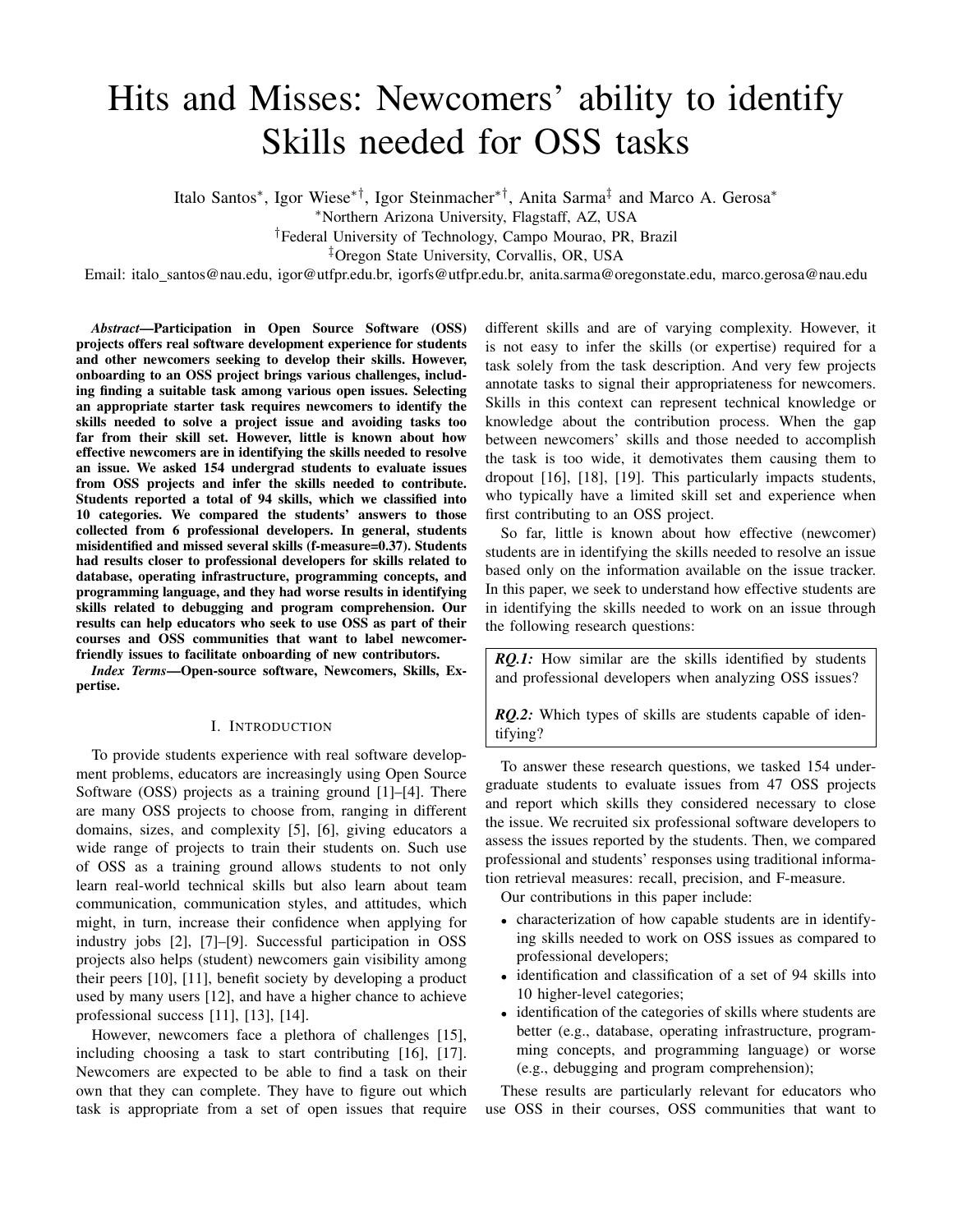# Hits and Misses: Newcomers' ability to identify Skills needed for OSS tasks

Italo Santos*, Igor Wiese*†, Igor Steinmacher*†, Anita Sarma‡ and Marco A. Gerosa*

*Northern Arizona University, Flagstaff, AZ, USA

†Federal University of Technology, Campo Mourao, PR, Brazil

‡Oregon State University, Corvallis, OR, USA

Email: italo_santos@nau.edu, igor@utfpr.edu.br, igorfs@utfpr.edu.br, anita.sarma@oregonstate.edu, marco.gerosa@nau.edu

***Abstract*—Participation in Open Source Software (OSS) projects offers real software development experience for students and other newcomers seeking to develop their skills. However, onboarding to an OSS project brings various challenges, including finding a suitable task among various open issues. Selecting an appropriate starter task requires newcomers to identify the skills needed to solve a project issue and avoiding tasks too far from their skill set. However, little is known about how effective newcomers are in identifying the skills needed to resolve an issue. We asked 154 undergrad students to evaluate issues from OSS projects and infer the skills needed to contribute. Students reported a total of 94 skills, which we classified into 10 categories. We compared the students' answers to those collected from 6 professional developers. In general, students misidentified and missed several skills (f-measure=0.37). Students had results closer to professional developers for skills related to database, operating infrastructure, programming concepts, and programming language, and they had worse results in identifying skills related to debugging and program comprehension. Our results can help educators who seek to use OSS as part of their courses and OSS communities that want to label newcomer-friendly issues to facilitate onboarding of new contributors.**

***Index Terms*—Open-source software, Newcomers, Skills, Expertise.**

## I. Introduction

To provide students experience with real software development problems, educators are increasingly using Open Source Software (OSS) projects as a training ground [1]–[4]. There are many OSS projects to choose from, ranging in different domains, sizes, and complexity [5], [6], giving educators a wide range of projects to train their students on. Such use of OSS as a training ground allows students to not only learn real-world technical skills but also learn about team communication, communication styles, and attitudes, which might, in turn, increase their confidence when applying for industry jobs [2], [7]–[9]. Successful participation in OSS projects also helps (student) newcomers gain visibility among their peers [10], [11], benefit society by developing a product used by many users [12], and have a higher chance to achieve professional success [11], [13], [14].

However, newcomers face a plethora of challenges [15], including choosing a task to start contributing [16], [17]. Newcomers are expected to be able to find a task on their own that they can complete. They have to figure out which task is appropriate from a set of open issues that require different skills and are of varying complexity. However, it is not easy to infer the skills (or expertise) required for a task solely from the task description. And very few projects annotate tasks to signal their appropriateness for newcomers. Skills in this context can represent technical knowledge or knowledge about the contribution process. When the gap between newcomers' skills and those needed to accomplish the task is too wide, it demotivates them causing them to dropout [16], [18], [19]. This particularly impacts students, who typically have a limited skill set and experience when first contributing to an OSS project.

So far, little is known about how effective (newcomer) students are in identifying the skills needed to resolve an issue based only on the information available on the issue tracker. In this paper, we seek to understand how effective students are in identifying the skills needed to work on an issue through the following research questions:

> ***RQ.1:*** How similar are the skills identified by students and professional developers when analyzing OSS issues?
>
> ***RQ.2:*** Which types of skills are students capable of identifying?

To answer these research questions, we tasked 154 undergraduate students to evaluate issues from 47 OSS projects and report which skills they considered necessary to close the issue. We recruited six professional software developers to assess the issues reported by the students. Then, we compared professional and students' responses using traditional information retrieval measures: recall, precision, and F-measure.

Our contributions in this paper include:

- characterization of how capable students are in identifying skills needed to work on OSS issues as compared to professional developers;
- identification and classification of a set of 94 skills into 10 higher-level categories;
- identification of the categories of skills where students are better (e.g., database, operating infrastructure, programming concepts, and programming language) or worse (e.g., debugging and program comprehension);

These results are particularly relevant for educators who use OSS in their courses, OSS communities that want to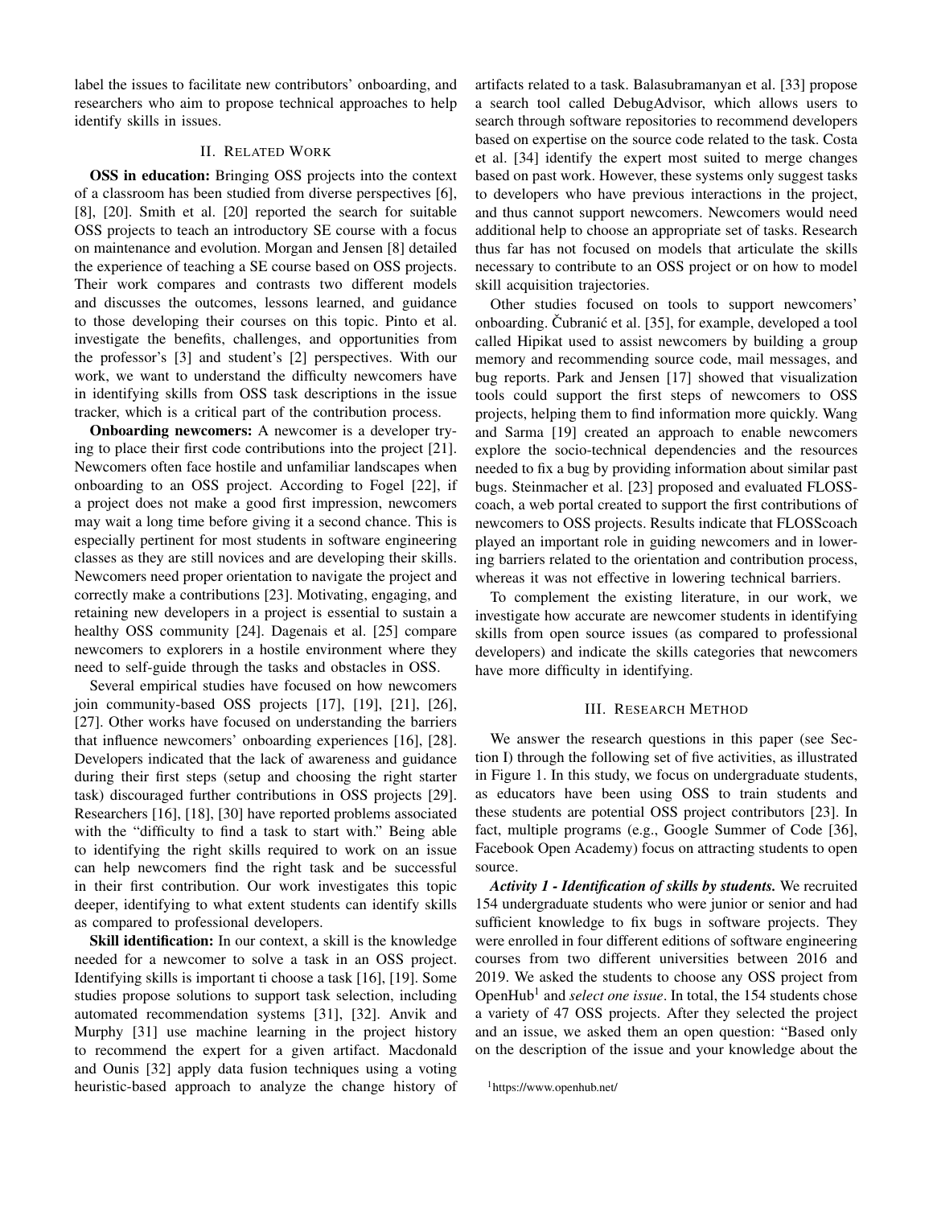label the issues to facilitate new contributors' onboarding, and researchers who aim to propose technical approaches to help identify skills in issues.

## II. Related Work

**OSS in education:** Bringing OSS projects into the context of a classroom has been studied from diverse perspectives [6], [8], [20]. Smith et al. [20] reported the search for suitable OSS projects to teach an introductory SE course with a focus on maintenance and evolution. Morgan and Jensen [8] detailed the experience of teaching a SE course based on OSS projects. Their work compares and contrasts two different models and discusses the outcomes, lessons learned, and guidance to those developing their courses on this topic. Pinto et al. investigate the benefits, challenges, and opportunities from the professor's [3] and student's [2] perspectives. With our work, we want to understand the difficulty newcomers have in identifying skills from OSS task descriptions in the issue tracker, which is a critical part of the contribution process.

**Onboarding newcomers:** A newcomer is a developer trying to place their first code contributions into the project [21]. Newcomers often face hostile and unfamiliar landscapes when onboarding to an OSS project. According to Fogel [22], if a project does not make a good first impression, newcomers may wait a long time before giving it a second chance. This is especially pertinent for most students in software engineering classes as they are still novices and are developing their skills. Newcomers need proper orientation to navigate the project and correctly make a contributions [23]. Motivating, engaging, and retaining new developers in a project is essential to sustain a healthy OSS community [24]. Dagenais et al. [25] compare newcomers to explorers in a hostile environment where they need to self-guide through the tasks and obstacles in OSS.

Several empirical studies have focused on how newcomers join community-based OSS projects [17], [19], [21], [26], [27]. Other works have focused on understanding the barriers that influence newcomers' onboarding experiences [16], [28]. Developers indicated that the lack of awareness and guidance during their first steps (setup and choosing the right starter task) discouraged further contributions in OSS projects [29]. Researchers [16], [18], [30] have reported problems associated with the "difficulty to find a task to start with." Being able to identifying the right skills required to work on an issue can help newcomers find the right task and be successful in their first contribution. Our work investigates this topic deeper, identifying to what extent students can identify skills as compared to professional developers.

**Skill identification:** In our context, a skill is the knowledge needed for a newcomer to solve a task in an OSS project. Identifying skills is important ti choose a task [16], [19]. Some studies propose solutions to support task selection, including automated recommendation systems [31], [32]. Anvik and Murphy [31] use machine learning in the project history to recommend the expert for a given artifact. Macdonald and Ounis [32] apply data fusion techniques using a voting heuristic-based approach to analyze the change history of artifacts related to a task. Balasubramanyan et al. [33] propose a search tool called DebugAdvisor, which allows users to search through software repositories to recommend developers based on expertise on the source code related to the task. Costa et al. [34] identify the expert most suited to merge changes based on past work. However, these systems only suggest tasks to developers who have previous interactions in the project, and thus cannot support newcomers. Newcomers would need additional help to choose an appropriate set of tasks. Research thus far has not focused on models that articulate the skills necessary to contribute to an OSS project or on how to model skill acquisition trajectories.

Other studies focused on tools to support newcomers' onboarding. Čubranić et al. [35], for example, developed a tool called Hipikat used to assist newcomers by building a group memory and recommending source code, mail messages, and bug reports. Park and Jensen [17] showed that visualization tools could support the first steps of newcomers to OSS projects, helping them to find information more quickly. Wang and Sarma [19] created an approach to enable newcomers explore the socio-technical dependencies and the resources needed to fix a bug by providing information about similar past bugs. Steinmacher et al. [23] proposed and evaluated FLOSScoach, a web portal created to support the first contributions of newcomers to OSS projects. Results indicate that FLOSScoach played an important role in guiding newcomers and in lowering barriers related to the orientation and contribution process, whereas it was not effective in lowering technical barriers.

To complement the existing literature, in our work, we investigate how accurate are newcomer students in identifying skills from open source issues (as compared to professional developers) and indicate the skills categories that newcomers have more difficulty in identifying.

## III. Research Method

We answer the research questions in this paper (see Section I) through the following set of five activities, as illustrated in Figure 1. In this study, we focus on undergraduate students, as educators have been using OSS to train students and these students are potential OSS project contributors [23]. In fact, multiple programs (e.g., Google Summer of Code [36], Facebook Open Academy) focus on attracting students to open source.

***Activity 1 - Identification of skills by students.*** We recruited 154 undergraduate students who were junior or senior and had sufficient knowledge to fix bugs in software projects. They were enrolled in four different editions of software engineering courses from two different universities between 2016 and 2019. We asked the students to choose any OSS project from OpenHub[1] and *select one issue*. In total, the 154 students chose a variety of 47 OSS projects. After they selected the project and an issue, we asked them an open question: "Based only on the description of the issue and your knowledge about the

[1] https://www.openhub.net/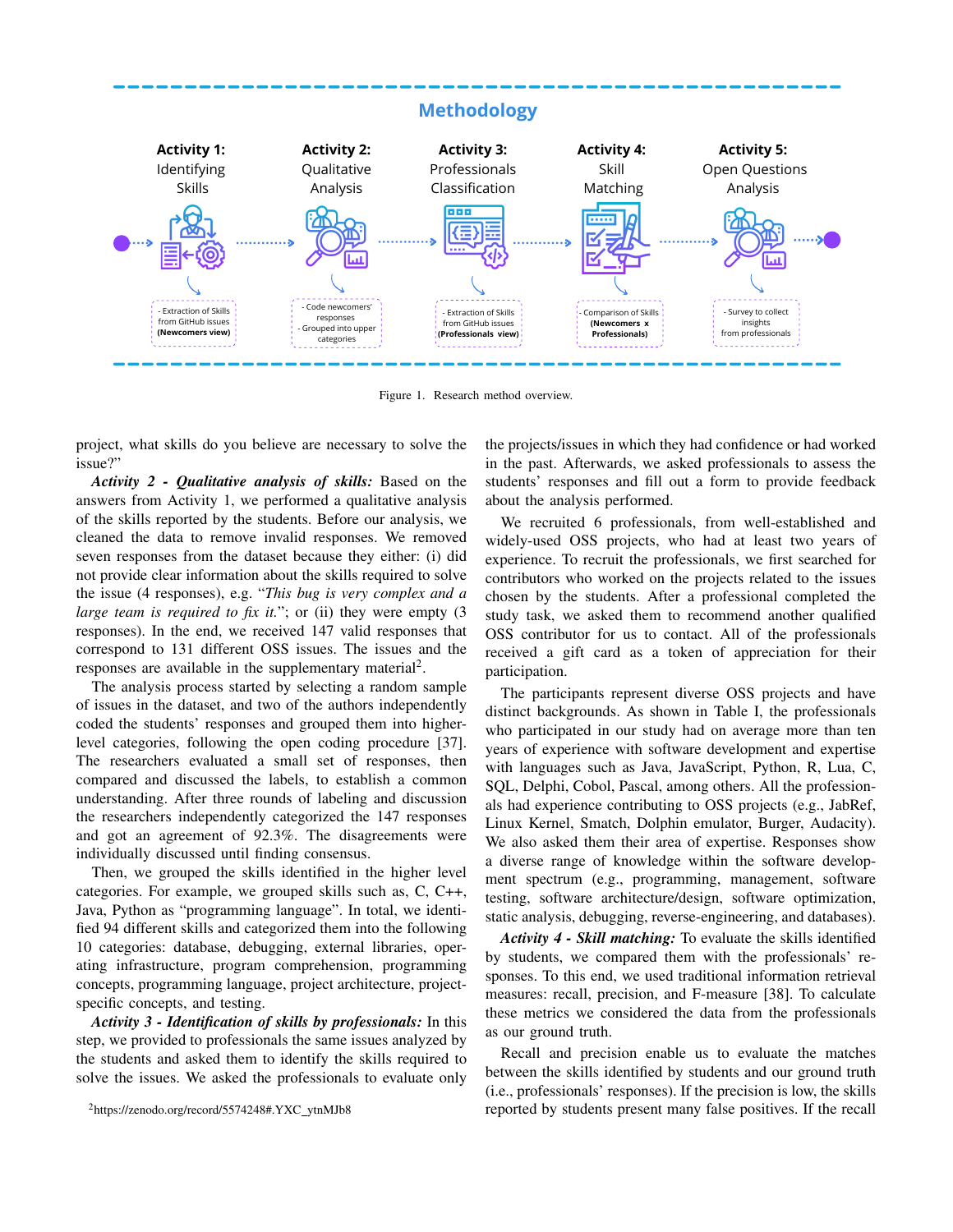Figure 1. Research method overview.

project, what skills do you believe are necessary to solve the issue?"

***Activity 2 - Qualitative analysis of skills:*** Based on the answers from Activity 1, we performed a qualitative analysis of the skills reported by the students. Before our analysis, we cleaned the data to remove invalid responses. We removed seven responses from the dataset because they either: (i) did not provide clear information about the skills required to solve the issue (4 responses), e.g. "*This bug is very complex and a large team is required to fix it.*"; or (ii) they were empty (3 responses). In the end, we received 147 valid responses that correspond to 131 different OSS issues. The issues and the responses are available in the supplementary material[2].

The analysis process started by selecting a random sample of issues in the dataset, and two of the authors independently coded the students' responses and grouped them into higher-level categories, following the open coding procedure [37]. The researchers evaluated a small set of responses, then compared and discussed the labels, to establish a common understanding. After three rounds of labeling and discussion the researchers independently categorized the 147 responses and got an agreement of 92.3%. The disagreements were individually discussed until finding consensus.

Then, we grouped the skills identified in the higher level categories. For example, we grouped skills such as, C, C++, Java, Python as "programming language". In total, we identified 94 different skills and categorized them into the following 10 categories: database, debugging, external libraries, operating infrastructure, program comprehension, programming concepts, programming language, project architecture, project-specific concepts, and testing.

***Activity 3 - Identification of skills by professionals:*** In this step, we provided to professionals the same issues analyzed by the students and asked them to identify the skills required to solve the issues. We asked the professionals to evaluate only the projects/issues in which they had confidence or had worked in the past. Afterwards, we asked professionals to assess the students' responses and fill out a form to provide feedback about the analysis performed.

We recruited 6 professionals, from well-established and widely-used OSS projects, who had at least two years of experience. To recruit the professionals, we first searched for contributors who worked on the projects related to the issues chosen by the students. After a professional completed the study task, we asked them to recommend another qualified OSS contributor for us to contact. All of the professionals received a gift card as a token of appreciation for their participation.

The participants represent diverse OSS projects and have distinct backgrounds. As shown in Table I, the professionals who participated in our study had on average more than ten years of experience with software development and expertise with languages such as Java, JavaScript, Python, R, Lua, C, SQL, Delphi, Cobol, Pascal, among others. All the professionals had experience contributing to OSS projects (e.g., JabRef, Linux Kernel, Smatch, Dolphin emulator, Burger, Audacity). We also asked them their area of expertise. Responses show a diverse range of knowledge within the software development spectrum (e.g., programming, management, software testing, software architecture/design, software optimization, static analysis, debugging, reverse-engineering, and databases).

***Activity 4 - Skill matching:*** To evaluate the skills identified by students, we compared them with the professionals' responses. To this end, we used traditional information retrieval measures: recall, precision, and F-measure [38]. To calculate these metrics we considered the data from the professionals as our ground truth.

Recall and precision enable us to evaluate the matches between the skills identified by students and our ground truth (i.e., professionals' responses). If the precision is low, the skills reported by students present many false positives. If the recall

[2]https://zenodo.org/record/5574248#.YXC_ytnMJb8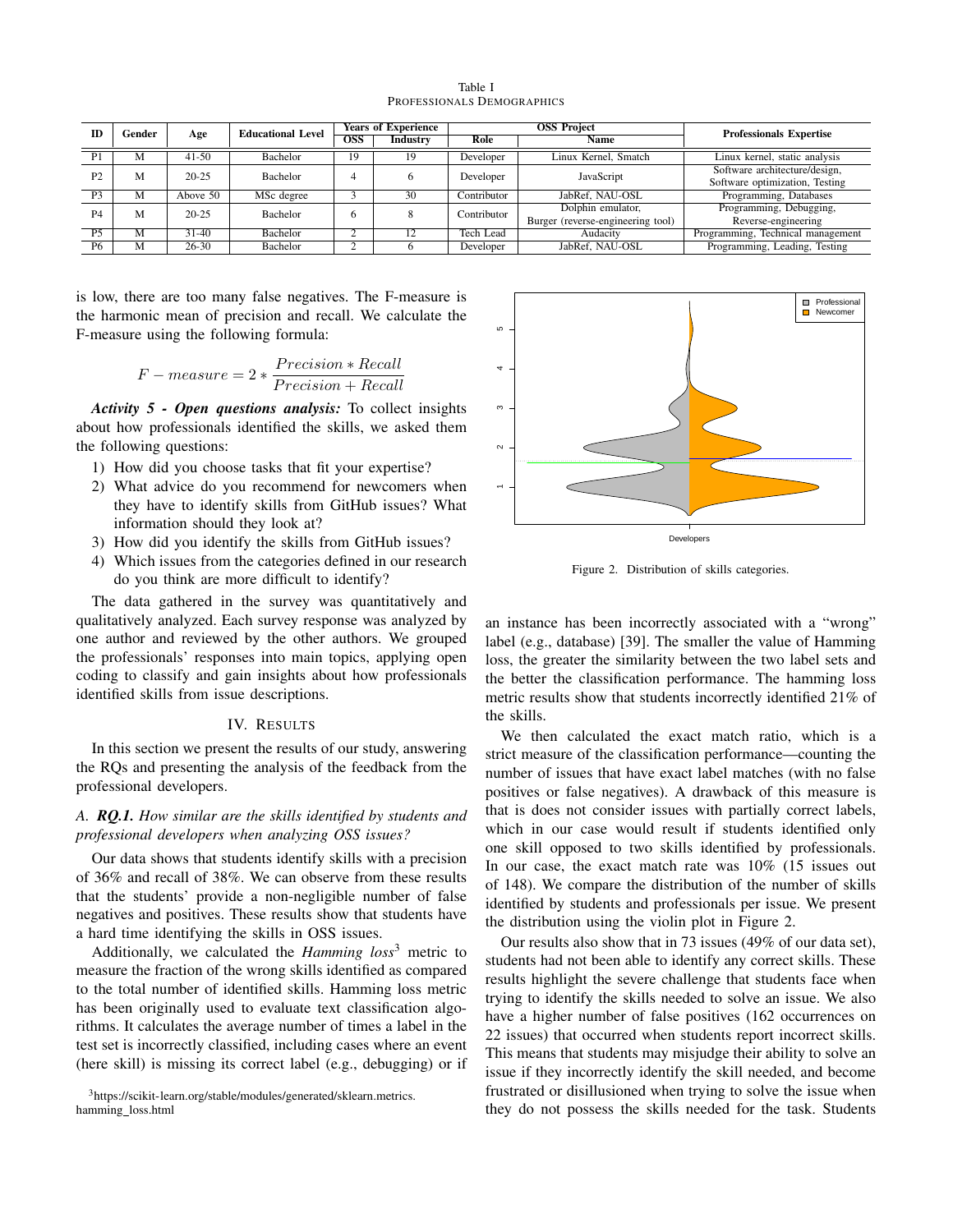Table I
PROFESSIONALS DEMOGRAPHICS

| ID | Gender | Age | Educational Level | Years of Experience | | OSS Project | | Professionals Expertise |
|---|---|---|---|---|---|---|---|---|
| | | | | OSS | Industry | Role | Name | |
| P1 | M | 41-50 | Bachelor | 19 | 19 | Developer | Linux Kernel, Smatch | Linux kernel, static analysis |
| P2 | M | 20-25 | Bachelor | 4 | 6 | Developer | JavaScript | Software architecture/design, Software optimization, Testing |
| P3 | M | Above 50 | MSc degree | 3 | 30 | Contributor | JabRef, NAU-OSL | Programming, Databases |
| P4 | M | 20-25 | Bachelor | 6 | 8 | Contributor | Dolphin emulator, Burger (reverse-engineering tool) | Programming, Debugging, Reverse-engineering |
| P5 | M | 31-40 | Bachelor | 2 | 12 | Tech Lead | Audacity | Programming, Technical management |
| P6 | M | 26-30 | Bachelor | 2 | 6 | Developer | JabRef, NAU-OSL | Programming, Leading, Testing |

is low, there are too many false negatives. The F-measure is the harmonic mean of precision and recall. We calculate the F-measure using the following formula:

$$F - measure = 2 * \frac{Precision * Recall}{Precision + Recall}$$

***Activity 5 - Open questions analysis:*** To collect insights about how professionals identified the skills, we asked them the following questions:

1) How did you choose tasks that fit your expertise?
2) What advice do you recommend for newcomers when they have to identify skills from GitHub issues? What information should they look at?
3) How did you identify the skills from GitHub issues?
4) Which issues from the categories defined in our research do you think are more difficult to identify?

The data gathered in the survey was quantitatively and qualitatively analyzed. Each survey response was analyzed by one author and reviewed by the other authors. We grouped the professionals' responses into main topics, applying open coding to classify and gain insights about how professionals identified skills from issue descriptions.

## IV. RESULTS

In this section we present the results of our study, answering the RQs and presenting the analysis of the feedback from the professional developers.

### A. *RQ.1. How similar are the skills identified by students and professional developers when analyzing OSS issues?*

Our data shows that students identify skills with a precision of 36% and recall of 38%. We can observe from these results that the students' provide a non-negligible number of false negatives and positives. These results show that students have a hard time identifying the skills in OSS issues.

Additionally, we calculated the *Hamming loss*[3] metric to measure the fraction of the wrong skills identified as compared to the total number of identified skills. Hamming loss metric has been originally used to evaluate text classification algorithms. It calculates the average number of times a label in the test set is incorrectly classified, including cases where an event (here skill) is missing its correct label (e.g., debugging) or if an instance has been incorrectly associated with a "wrong" label (e.g., database) [39]. The smaller the value of Hamming loss, the greater the similarity between the two label sets and the better the classification performance. The hamming loss metric results show that students incorrectly identified 21% of the skills.

We then calculated the exact match ratio, which is a strict measure of the classification performance—counting the number of issues that have exact label matches (with no false positives or false negatives). A drawback of this measure is that is does not consider issues with partially correct labels, which in our case would result if students identified only one skill opposed to two skills identified by professionals. In our case, the exact match rate was 10% (15 issues out of 148). We compare the distribution of the number of skills identified by students and professionals per issue. We present the distribution using the violin plot in Figure 2.

Figure 2. Distribution of skills categories.

Our results also show that in 73 issues (49% of our data set), students had not been able to identify any correct skills. These results highlight the severe challenge that students face when trying to identify the skills needed to solve an issue. We also have a higher number of false positives (162 occurrences on 22 issues) that occurred when students report incorrect skills. This means that students may misjudge their ability to solve an issue if they incorrectly identify the skill needed, and become frustrated or disillusioned when trying to solve the issue when they do not possess the skills needed for the task. Students

[3]https://scikit-learn.org/stable/modules/generated/sklearn.metrics.hamming_loss.html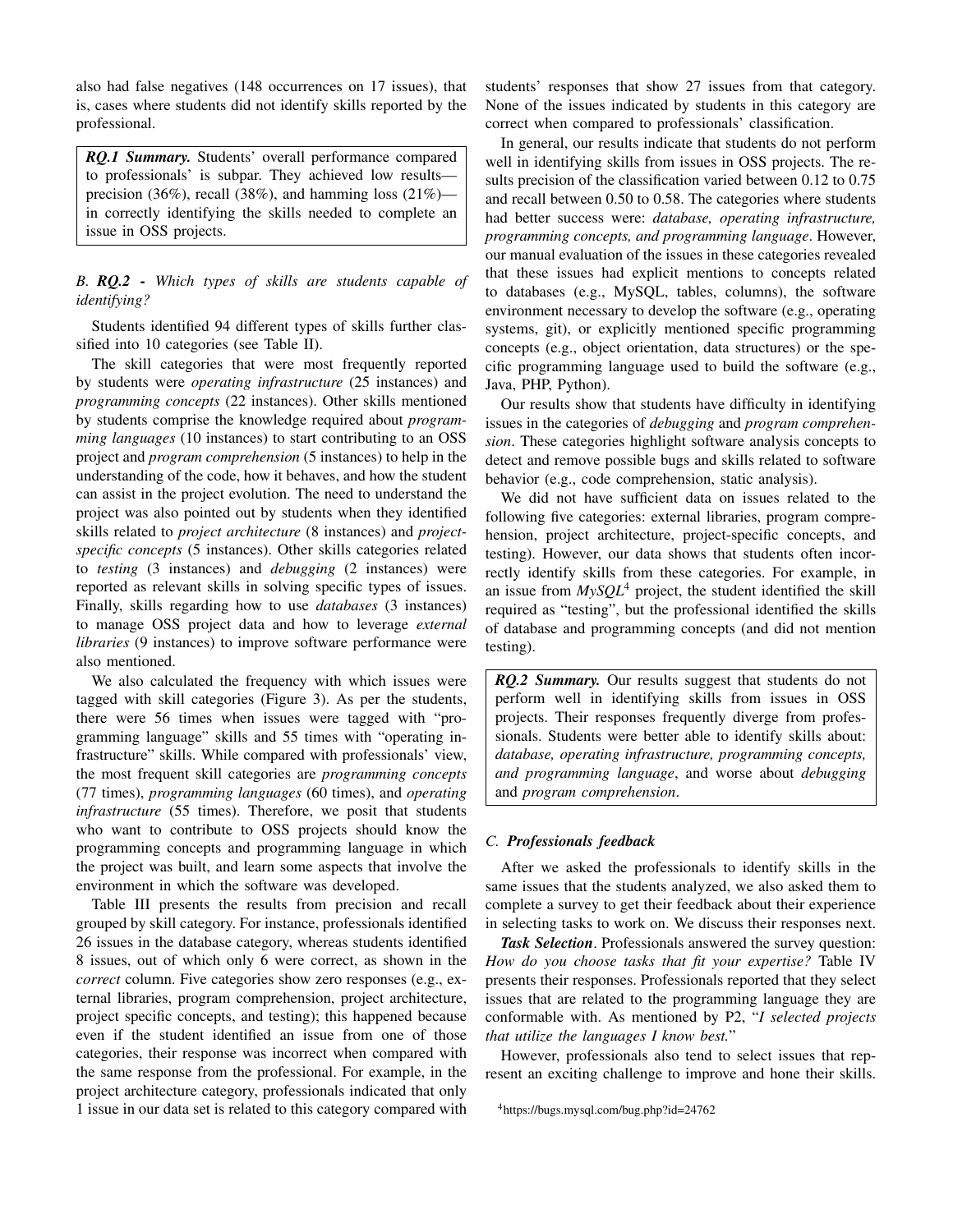also had false negatives (148 occurrences on 17 issues), that is, cases where students did not identify skills reported by the professional.

> ***RQ.1 Summary.*** Students' overall performance compared to professionals' is subpar. They achieved low results—precision (36%), recall (38%), and hamming loss (21%)—in correctly identifying the skills needed to complete an issue in OSS projects.

### B. *RQ.2 - Which types of skills are students capable of identifying?*

Students identified 94 different types of skills further classified into 10 categories (see Table II).

The skill categories that were most frequently reported by students were *operating infrastructure* (25 instances) and *programming concepts* (22 instances). Other skills mentioned by students comprise the knowledge required about *programming languages* (10 instances) to start contributing to an OSS project and *program comprehension* (5 instances) to help in the understanding of the code, how it behaves, and how the student can assist in the project evolution. The need to understand the project was also pointed out by students when they identified skills related to *project architecture* (8 instances) and *project-specific concepts* (5 instances). Other skills categories related to *testing* (3 instances) and *debugging* (2 instances) were reported as relevant skills in solving specific types of issues. Finally, skills regarding how to use *databases* (3 instances) to manage OSS project data and how to leverage *external libraries* (9 instances) to improve software performance were also mentioned.

We also calculated the frequency with which issues were tagged with skill categories (Figure 3). As per the students, there were 56 times when issues were tagged with "programming language" skills and 55 times with "operating infrastructure" skills. While compared with professionals' view, the most frequent skill categories are *programming concepts* (77 times), *programming languages* (60 times), and *operating infrastructure* (55 times). Therefore, we posit that students who want to contribute to OSS projects should know the programming concepts and programming language in which the project was built, and learn some aspects that involve the environment in which the software was developed.

Table III presents the results from precision and recall grouped by skill category. For instance, professionals identified 26 issues in the database category, whereas students identified 8 issues, out of which only 6 were correct, as shown in the *correct* column. Five categories show zero responses (e.g., external libraries, program comprehension, project architecture, project specific concepts, and testing); this happened because even if the student identified an issue from one of those categories, their response was incorrect when compared with the same response from the professional. For example, in the project architecture category, professionals indicated that only 1 issue in our data set is related to this category compared with students' responses that show 27 issues from that category. None of the issues indicated by students in this category are correct when compared to professionals' classification.

In general, our results indicate that students do not perform well in identifying skills from issues in OSS projects. The results precision of the classification varied between 0.12 to 0.75 and recall between 0.50 to 0.58. The categories where students had better success were: *database, operating infrastructure, programming concepts, and programming language*. However, our manual evaluation of the issues in these categories revealed that these issues had explicit mentions to concepts related to databases (e.g., MySQL, tables, columns), the software environment necessary to develop the software (e.g., operating systems, git), or explicitly mentioned specific programming concepts (e.g., object orientation, data structures) or the specific programming language used to build the software (e.g., Java, PHP, Python).

Our results show that students have difficulty in identifying issues in the categories of *debugging* and *program comprehension*. These categories highlight software analysis concepts to detect and remove possible bugs and skills related to software behavior (e.g., code comprehension, static analysis).

We did not have sufficient data on issues related to the following five categories: external libraries, program comprehension, project architecture, project-specific concepts, and testing). However, our data shows that students often incorrectly identify skills from these categories. For example, in an issue from *MySQL*[4] project, the student identified the skill required as "testing", but the professional identified the skills of database and programming concepts (and did not mention testing).

> ***RQ.2 Summary.*** Our results suggest that students do not perform well in identifying skills from issues in OSS projects. Their responses frequently diverge from professionals. Students were better able to identify skills about: *database, operating infrastructure, programming concepts, and programming language*, and worse about *debugging* and *program comprehension*.

### C. *Professionals feedback*

After we asked the professionals to identify skills in the same issues that the students analyzed, we also asked them to complete a survey to get their feedback about their experience in selecting tasks to work on. We discuss their responses next.

***Task Selection***. Professionals answered the survey question: *How do you choose tasks that fit your expertise?* Table IV presents their responses. Professionals reported that they select issues that are related to the programming language they are conformable with. As mentioned by P2, "*I selected projects that utilize the languages I know best.*"

However, professionals also tend to select issues that represent an exciting challenge to improve and hone their skills.

[4] https://bugs.mysql.com/bug.php?id=24762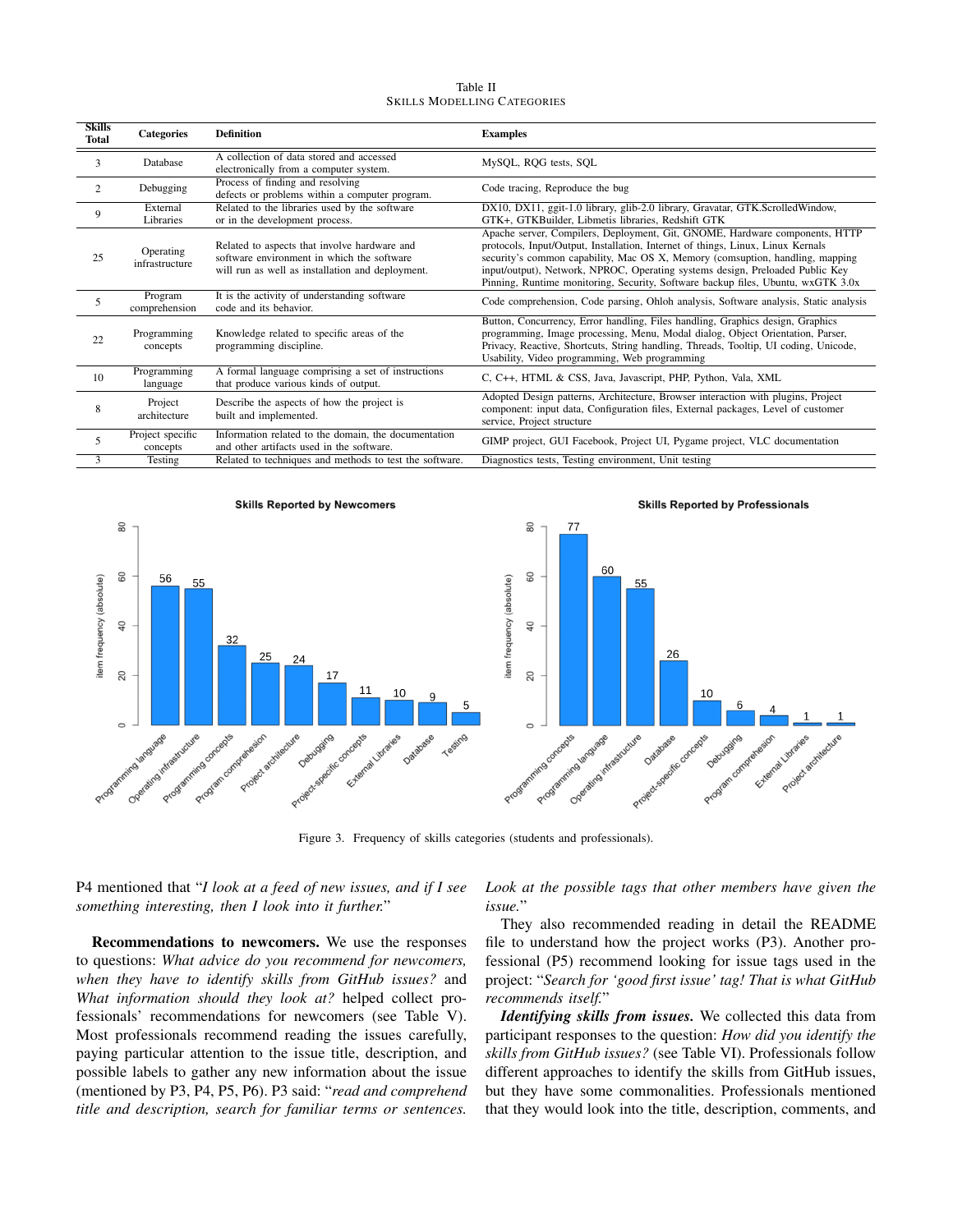Table II
SKILLS MODELLING CATEGORIES

| Skills Total | Categories | Definition | Examples |
|---|---|---|---|
| 3 | Database | A collection of data stored and accessed electronically from a computer system. | MySQL, RQG tests, SQL |
| 2 | Debugging | Process of finding and resolving defects or problems within a computer program. | Code tracing, Reproduce the bug |
| 9 | External Libraries | Related to the libraries used by the software or in the development process. | DX10, DX11, ggit-1.0 library, glib-2.0 library, Gravatar, GTK.ScrolledWindow, GTK+, GTKBuilder, Libmetis libraries, Redshift GTK |
| 25 | Operating infrastructure | Related to aspects that involve hardware and software environment in which the software will run as well as installation and deployment. | Apache server, Compilers, Deployment, Git, GNOME, Hardware components, HTTP protocols, Input/Output, Installation, Internet of things, Linux, Linux Kernals security's common capability, Mac OS X, Memory (comsuption, handling, mapping input/output), Network, NPROC, Operating systems design, Preloaded Public Key Pinning, Runtime monitoring, Security, Software backup files, Ubuntu, wxGTK 3.0x |
| 5 | Program comprehension | It is the activity of understanding software code and its behavior. | Code comprehension, Code parsing, Ohloh analysis, Software analysis, Static analysis |
| 22 | Programming concepts | Knowledge related to specific areas of the programming discipline. | Button, Concurrency, Error handling, Files handling, Graphics design, Graphics programming, Image processing, Menu, Modal dialog, Object Orientation, Parser, Privacy, Reactive, Shortcuts, String handling, Threads, Tooltip, UI coding, Unicode, Usability, Video programming, Web programming |
| 10 | Programming language | A formal language comprising a set of instructions that produce various kinds of output. | C, C++, HTML & CSS, Java, Javascript, PHP, Python, Vala, XML |
| 8 | Project architecture | Describe the aspects of how the project is built and implemented. | Adopted Design patterns, Architecture, Browser interaction with plugins, Project component: input data, Configuration files, External packages, Level of customer service, Project structure |
| 5 | Project specific concepts | Information related to the domain, the documentation and other artifacts used in the software. | GIMP project, GUI Facebook, Project UI, Pygame project, VLC documentation |
| 3 | Testing | Related to techniques and methods to test the software. | Diagnostics tests, Testing environment, Unit testing |

Figure 3. Frequency of skills categories (students and professionals).

P4 mentioned that "*I look at a feed of new issues, and if I see something interesting, then I look into it further.*"

**Recommendations to newcomers.** We use the responses to questions: *What advice do you recommend for newcomers, when they have to identify skills from GitHub issues?* and *What information should they look at?* helped collect professionals' recommendations for newcomers (see Table V). Most professionals recommend reading the issues carefully, paying particular attention to the issue title, description, and possible labels to gather any new information about the issue (mentioned by P3, P4, P5, P6). P3 said: "*read and comprehend title and description, search for familiar terms or sentences. Look at the possible tags that other members have given the issue.*"

They also recommended reading in detail the README file to understand how the project works (P3). Another professional (P5) recommend looking for issue tags used in the project: "*Search for 'good first issue' tag! That is what GitHub recommends itself.*"

***Identifying skills from issues.*** We collected this data from participant responses to the question: *How did you identify the skills from GitHub issues?* (see Table VI). Professionals follow different approaches to identify the skills from GitHub issues, but they have some commonalities. Professionals mentioned that they would look into the title, description, comments, and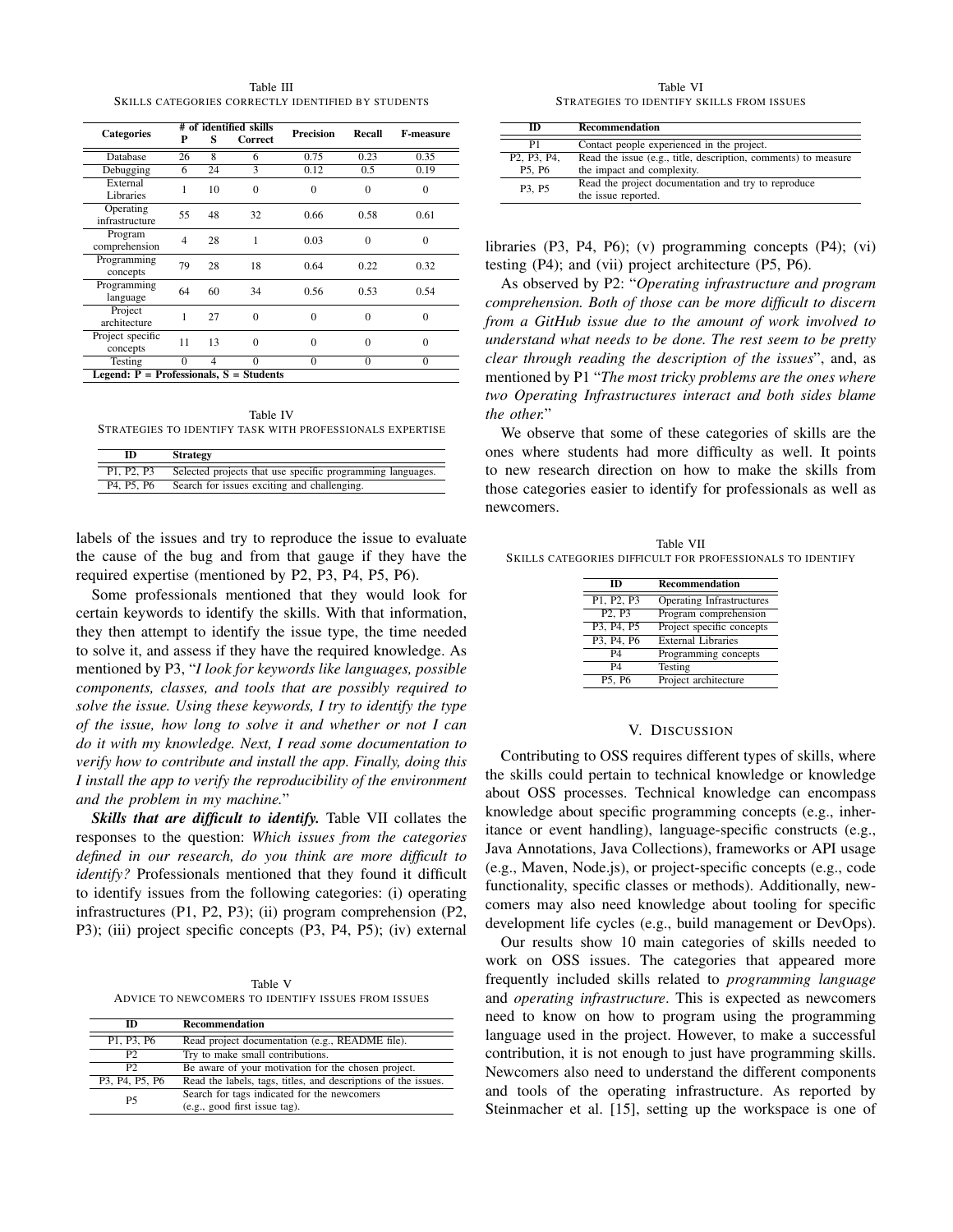Table III
SKILLS CATEGORIES CORRECTLY IDENTIFIED BY STUDENTS

| Categories | # of identified skills | | | Precision | Recall | F-measure |
|---|---|---|---|---|---|---|
| | P | S | Correct | | | |
| Database | 26 | 8 | 6 | 0.75 | 0.23 | 0.35 |
| Debugging | 6 | 24 | 3 | 0.12 | 0.5 | 0.19 |
| External Libraries | 1 | 10 | 0 | 0 | 0 | 0 |
| Operating infrastructure | 55 | 48 | 32 | 0.66 | 0.58 | 0.61 |
| Program comprehension | 4 | 28 | 1 | 0.03 | 0 | 0 |
| Programming concepts | 79 | 28 | 18 | 0.64 | 0.22 | 0.32 |
| Programming language | 64 | 60 | 34 | 0.56 | 0.53 | 0.54 |
| Project architecture | 1 | 27 | 0 | 0 | 0 | 0 |
| Project specific concepts | 11 | 13 | 0 | 0 | 0 | 0 |
| Testing | 0 | 4 | 0 | 0 | 0 | 0 |

**Legend: P = Professionals, S = Students**

Table IV
STRATEGIES TO IDENTIFY TASK WITH PROFESSIONALS EXPERTISE

| ID | Strategy |
|---|---|
| P1, P2, P3 | Selected projects that use specific programming languages. |
| P4, P5, P6 | Search for issues exciting and challenging. |

labels of the issues and try to reproduce the issue to evaluate the cause of the bug and from that gauge if they have the required expertise (mentioned by P2, P3, P4, P5, P6).

Some professionals mentioned that they would look for certain keywords to identify the skills. With that information, they then attempt to identify the issue type, the time needed to solve it, and assess if they have the required knowledge. As mentioned by P3, "*I look for keywords like languages, possible components, classes, and tools that are possibly required to solve the issue. Using these keywords, I try to identify the type of the issue, how long to solve it and whether or not I can do it with my knowledge. Next, I read some documentation to verify how to contribute and install the app. Finally, doing this I install the app to verify the reproducibility of the environment and the problem in my machine.*"

***Skills that are difficult to identify.*** Table VII collates the responses to the question: *Which issues from the categories defined in our research, do you think are more difficult to identify?* Professionals mentioned that they found it difficult to identify issues from the following categories: (i) operating infrastructures (P1, P2, P3); (ii) program comprehension (P2, P3); (iii) project specific concepts (P3, P4, P5); (iv) external libraries (P3, P4, P6); (v) programming concepts (P4); (vi) testing (P4); and (vii) project architecture (P5, P6).

Table V
ADVICE TO NEWCOMERS TO IDENTIFY ISSUES FROM ISSUES

| ID | Recommendation |
|---|---|
| P1, P3, P6 | Read project documentation (e.g., README file). |
| P2 | Try to make small contributions. |
| P2 | Be aware of your motivation for the chosen project. |
| P3, P4, P5, P6 | Read the labels, tags, titles, and descriptions of the issues. |
| P5 | Search for tags indicated for the newcomers (e.g., good first issue tag). |

Table VI
STRATEGIES TO IDENTIFY SKILLS FROM ISSUES

| ID | Recommendation |
|---|---|
| P1 | Contact people experienced in the project. |
| P2, P3, P4, P5, P6 | Read the issue (e.g., title, description, comments) to measure the impact and complexity. |
| P3, P5 | Read the project documentation and try to reproduce the issue reported. |

As observed by P2: "*Operating infrastructure and program comprehension. Both of those can be more difficult to discern from a GitHub issue due to the amount of work involved to understand what needs to be done. The rest seem to be pretty clear through reading the description of the issues*", and, as mentioned by P1 "*The most tricky problems are the ones where two Operating Infrastructures interact and both sides blame the other.*"

We observe that some of these categories of skills are the ones where students had more difficulty as well. It points to new research direction on how to make the skills from those categories easier to identify for professionals as well as newcomers.

Table VII
SKILLS CATEGORIES DIFFICULT FOR PROFESSIONALS TO IDENTIFY

| ID | Recommendation |
|---|---|
| P1, P2, P3 | Operating Infrastructures |
| P2, P3 | Program comprehension |
| P3, P4, P5 | Project specific concepts |
| P3, P4, P6 | External Libraries |
| P4 | Programming concepts |
| P4 | Testing |
| P5, P6 | Project architecture |

## V. DISCUSSION

Contributing to OSS requires different types of skills, where the skills could pertain to technical knowledge or knowledge about OSS processes. Technical knowledge can encompass knowledge about specific programming concepts (e.g., inheritance or event handling), language-specific constructs (e.g., Java Annotations, Java Collections), frameworks or API usage (e.g., Maven, Node.js), or project-specific concepts (e.g., code functionality, specific classes or methods). Additionally, newcomers may also need knowledge about tooling for specific development life cycles (e.g., build management or DevOps).

Our results show 10 main categories of skills needed to work on OSS issues. The categories that appeared more frequently included skills related to *programming language* and *operating infrastructure*. This is expected as newcomers need to know on how to program using the programming language used in the project. However, to make a successful contribution, it is not enough to just have programming skills. Newcomers also need to understand the different components and tools of the operating infrastructure. As reported by Steinmacher et al. [15], setting up the workspace is one of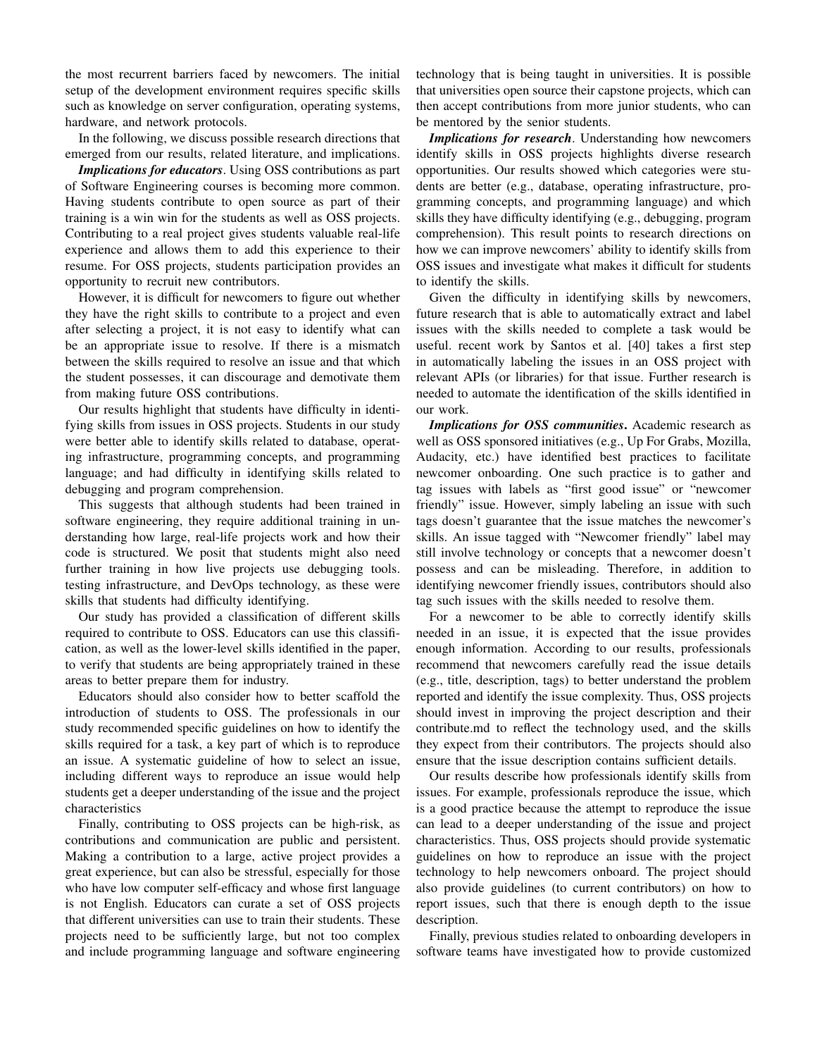the most recurrent barriers faced by newcomers. The initial setup of the development environment requires specific skills such as knowledge on server configuration, operating systems, hardware, and network protocols.

In the following, we discuss possible research directions that emerged from our results, related literature, and implications.

***Implications for educators***. Using OSS contributions as part of Software Engineering courses is becoming more common. Having students contribute to open source as part of their training is a win win for the students as well as OSS projects. Contributing to a real project gives students valuable real-life experience and allows them to add this experience to their resume. For OSS projects, students participation provides an opportunity to recruit new contributors.

However, it is difficult for newcomers to figure out whether they have the right skills to contribute to a project and even after selecting a project, it is not easy to identify what can be an appropriate issue to resolve. If there is a mismatch between the skills required to resolve an issue and that which the student possesses, it can discourage and demotivate them from making future OSS contributions.

Our results highlight that students have difficulty in identifying skills from issues in OSS projects. Students in our study were better able to identify skills related to database, operating infrastructure, programming concepts, and programming language; and had difficulty in identifying skills related to debugging and program comprehension.

This suggests that although students had been trained in software engineering, they require additional training in understanding how large, real-life projects work and how their code is structured. We posit that students might also need further training in how live projects use debugging tools. testing infrastructure, and DevOps technology, as these were skills that students had difficulty identifying.

Our study has provided a classification of different skills required to contribute to OSS. Educators can use this classification, as well as the lower-level skills identified in the paper, to verify that students are being appropriately trained in these areas to better prepare them for industry.

Educators should also consider how to better scaffold the introduction of students to OSS. The professionals in our study recommended specific guidelines on how to identify the skills required for a task, a key part of which is to reproduce an issue. A systematic guideline of how to select an issue, including different ways to reproduce an issue would help students get a deeper understanding of the issue and the project characteristics

Finally, contributing to OSS projects can be high-risk, as contributions and communication are public and persistent. Making a contribution to a large, active project provides a great experience, but can also be stressful, especially for those who have low computer self-efficacy and whose first language is not English. Educators can curate a set of OSS projects that different universities can use to train their students. These projects need to be sufficiently large, but not too complex and include programming language and software engineering technology that is being taught in universities. It is possible that universities open source their capstone projects, which can then accept contributions from more junior students, who can be mentored by the senior students.

***Implications for research***. Understanding how newcomers identify skills in OSS projects highlights diverse research opportunities. Our results showed which categories were students are better (e.g., database, operating infrastructure, programming concepts, and programming language) and which skills they have difficulty identifying (e.g., debugging, program comprehension). This result points to research directions on how we can improve newcomers' ability to identify skills from OSS issues and investigate what makes it difficult for students to identify the skills.

Given the difficulty in identifying skills by newcomers, future research that is able to automatically extract and label issues with the skills needed to complete a task would be useful. recent work by Santos et al. [40] takes a first step in automatically labeling the issues in an OSS project with relevant APIs (or libraries) for that issue. Further research is needed to automate the identification of the skills identified in our work.

***Implications for OSS communities***. Academic research as well as OSS sponsored initiatives (e.g., Up For Grabs, Mozilla, Audacity, etc.) have identified best practices to facilitate newcomer onboarding. One such practice is to gather and tag issues with labels as "first good issue" or "newcomer friendly" issue. However, simply labeling an issue with such tags doesn't guarantee that the issue matches the newcomer's skills. An issue tagged with "Newcomer friendly" label may still involve technology or concepts that a newcomer doesn't possess and can be misleading. Therefore, in addition to identifying newcomer friendly issues, contributors should also tag such issues with the skills needed to resolve them.

For a newcomer to be able to correctly identify skills needed in an issue, it is expected that the issue provides enough information. According to our results, professionals recommend that newcomers carefully read the issue details (e.g., title, description, tags) to better understand the problem reported and identify the issue complexity. Thus, OSS projects should invest in improving the project description and their contribute.md to reflect the technology used, and the skills they expect from their contributors. The projects should also ensure that the issue description contains sufficient details.

Our results describe how professionals identify skills from issues. For example, professionals reproduce the issue, which is a good practice because the attempt to reproduce the issue can lead to a deeper understanding of the issue and project characteristics. Thus, OSS projects should provide systematic guidelines on how to reproduce an issue with the project technology to help newcomers onboard. The project should also provide guidelines (to current contributors) on how to report issues, such that there is enough depth to the issue description.

Finally, previous studies related to onboarding developers in software teams have investigated how to provide customized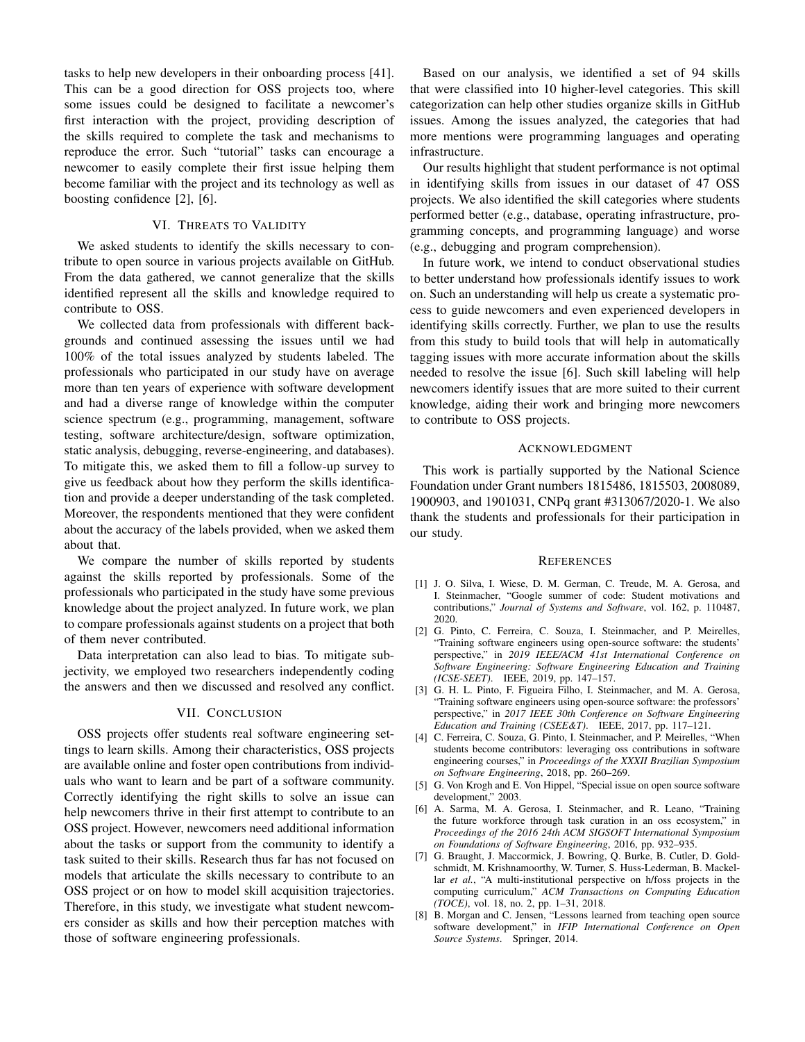tasks to help new developers in their onboarding process [41]. This can be a good direction for OSS projects too, where some issues could be designed to facilitate a newcomer's first interaction with the project, providing description of the skills required to complete the task and mechanisms to reproduce the error. Such "tutorial" tasks can encourage a newcomer to easily complete their first issue helping them become familiar with the project and its technology as well as boosting confidence [2], [6].

## VI. Threats to Validity

We asked students to identify the skills necessary to contribute to open source in various projects available on GitHub. From the data gathered, we cannot generalize that the skills identified represent all the skills and knowledge required to contribute to OSS.

We collected data from professionals with different backgrounds and continued assessing the issues until we had 100% of the total issues analyzed by students labeled. The professionals who participated in our study have on average more than ten years of experience with software development and had a diverse range of knowledge within the computer science spectrum (e.g., programming, management, software testing, software architecture/design, software optimization, static analysis, debugging, reverse-engineering, and databases). To mitigate this, we asked them to fill a follow-up survey to give us feedback about how they perform the skills identification and provide a deeper understanding of the task completed. Moreover, the respondents mentioned that they were confident about the accuracy of the labels provided, when we asked them about that.

We compare the number of skills reported by students against the skills reported by professionals. Some of the professionals who participated in the study have some previous knowledge about the project analyzed. In future work, we plan to compare professionals against students on a project that both of them never contributed.

Data interpretation can also lead to bias. To mitigate subjectivity, we employed two researchers independently coding the answers and then we discussed and resolved any conflict.

## VII. Conclusion

OSS projects offer students real software engineering settings to learn skills. Among their characteristics, OSS projects are available online and foster open contributions from individuals who want to learn and be part of a software community. Correctly identifying the right skills to solve an issue can help newcomers thrive in their first attempt to contribute to an OSS project. However, newcomers need additional information about the tasks or support from the community to identify a task suited to their skills. Research thus far has not focused on models that articulate the skills necessary to contribute to an OSS project or on how to model skill acquisition trajectories. Therefore, in this study, we investigate what student newcomers consider as skills and how their perception matches with those of software engineering professionals.

Based on our analysis, we identified a set of 94 skills that were classified into 10 higher-level categories. This skill categorization can help other studies organize skills in GitHub issues. Among the issues analyzed, the categories that had more mentions were programming languages and operating infrastructure.

Our results highlight that student performance is not optimal in identifying skills from issues in our dataset of 47 OSS projects. We also identified the skill categories where students performed better (e.g., database, operating infrastructure, programming concepts, and programming language) and worse (e.g., debugging and program comprehension).

In future work, we intend to conduct observational studies to better understand how professionals identify issues to work on. Such an understanding will help us create a systematic process to guide newcomers and even experienced developers in identifying skills correctly. Further, we plan to use the results from this study to build tools that will help in automatically tagging issues with more accurate information about the skills needed to resolve the issue [6]. Such skill labeling will help newcomers identify issues that are more suited to their current knowledge, aiding their work and bringing more newcomers to contribute to OSS projects.

## Acknowledgment

This work is partially supported by the National Science Foundation under Grant numbers 1815486, 1815503, 2008089, 1900903, and 1901031, CNPq grant #313067/2020-1. We also thank the students and professionals for their participation in our study.

## References

[1] J. O. Silva, I. Wiese, D. M. German, C. Treude, M. A. Gerosa, and I. Steinmacher, "Google summer of code: Student motivations and contributions," *Journal of Systems and Software*, vol. 162, p. 110487, 2020.

[2] G. Pinto, C. Ferreira, C. Souza, I. Steinmacher, and P. Meirelles, "Training software engineers using open-source software: the students' perspective," in *2019 IEEE/ACM 41st International Conference on Software Engineering: Software Engineering Education and Training (ICSE-SEET)*. IEEE, 2019, pp. 147–157.

[3] G. H. L. Pinto, F. Figueira Filho, I. Steinmacher, and M. A. Gerosa, "Training software engineers using open-source software: the professors' perspective," in *2017 IEEE 30th Conference on Software Engineering Education and Training (CSEE&T)*. IEEE, 2017, pp. 117–121.

[4] C. Ferreira, C. Souza, G. Pinto, I. Steinmacher, and P. Meirelles, "When students become contributors: leveraging oss contributions in software engineering courses," in *Proceedings of the XXXII Brazilian Symposium on Software Engineering*, 2018, pp. 260–269.

[5] G. Von Krogh and E. Von Hippel, "Special issue on open source software development," 2003.

[6] A. Sarma, M. A. Gerosa, I. Steinmacher, and R. Leano, "Training the future workforce through task curation in an oss ecosystem," in *Proceedings of the 2016 24th ACM SIGSOFT International Symposium on Foundations of Software Engineering*, 2016, pp. 932–935.

[7] G. Braught, J. Maccormick, J. Bowring, Q. Burke, B. Cutler, D. Goldschmidt, M. Krishnamoorthy, W. Turner, S. Huss-Lederman, B. Mackellar *et al.*, "A multi-institutional perspective on h/foss projects in the computing curriculum," *ACM Transactions on Computing Education (TOCE)*, vol. 18, no. 2, pp. 1–31, 2018.

[8] B. Morgan and C. Jensen, "Lessons learned from teaching open source software development," in *IFIP International Conference on Open Source Systems*. Springer, 2014.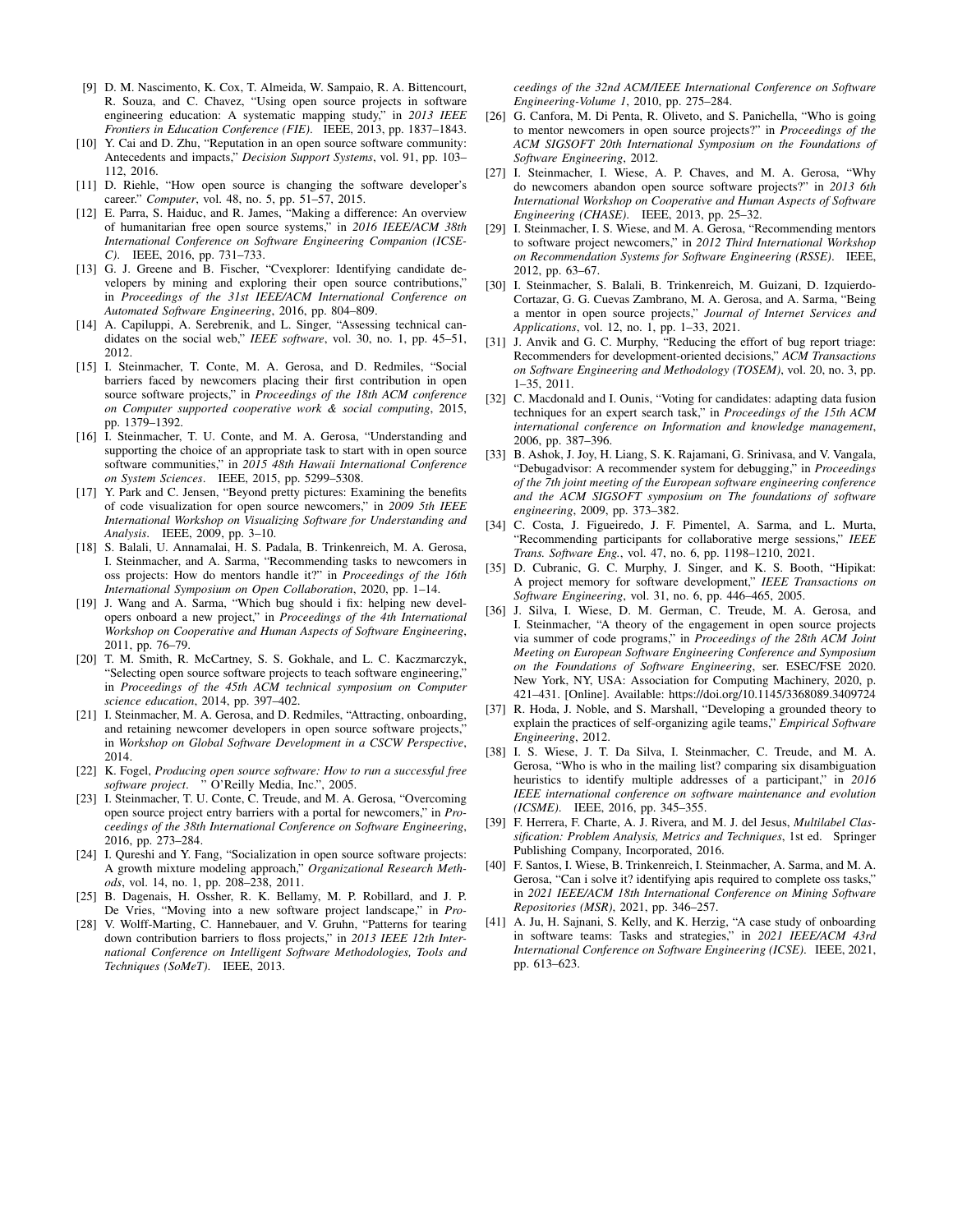[9] D. M. Nascimento, K. Cox, T. Almeida, W. Sampaio, R. A. Bittencourt, R. Souza, and C. Chavez, "Using open source projects in software engineering education: A systematic mapping study," in *2013 IEEE Frontiers in Education Conference (FIE)*. IEEE, 2013, pp. 1837–1843.

[10] Y. Cai and D. Zhu, "Reputation in an open source software community: Antecedents and impacts," *Decision Support Systems*, vol. 91, pp. 103–112, 2016.

[11] D. Riehle, "How open source is changing the software developer's career." *Computer*, vol. 48, no. 5, pp. 51–57, 2015.

[12] E. Parra, S. Haiduc, and R. James, "Making a difference: An overview of humanitarian free open source systems," in *2016 IEEE/ACM 38th International Conference on Software Engineering Companion (ICSE-C)*. IEEE, 2016, pp. 731–733.

[13] G. J. Greene and B. Fischer, "Cvexplorer: Identifying candidate developers by mining and exploring their open source contributions," in *Proceedings of the 31st IEEE/ACM International Conference on Automated Software Engineering*, 2016, pp. 804–809.

[14] A. Capiluppi, A. Serebrenik, and L. Singer, "Assessing technical candidates on the social web," *IEEE software*, vol. 30, no. 1, pp. 45–51, 2012.

[15] I. Steinmacher, T. Conte, M. A. Gerosa, and D. Redmiles, "Social barriers faced by newcomers placing their first contribution in open source software projects," in *Proceedings of the 18th ACM conference on Computer supported cooperative work & social computing*, 2015, pp. 1379–1392.

[16] I. Steinmacher, T. U. Conte, and M. A. Gerosa, "Understanding and supporting the choice of an appropriate task to start with in open source software communities," in *2015 48th Hawaii International Conference on System Sciences*. IEEE, 2015, pp. 5299–5308.

[17] Y. Park and C. Jensen, "Beyond pretty pictures: Examining the benefits of code visualization for open source newcomers," in *2009 5th IEEE International Workshop on Visualizing Software for Understanding and Analysis*. IEEE, 2009, pp. 3–10.

[18] S. Balali, U. Annamalai, H. S. Padala, B. Trinkenreich, M. A. Gerosa, I. Steinmacher, and A. Sarma, "Recommending tasks to newcomers in oss projects: How do mentors handle it?" in *Proceedings of the 16th International Symposium on Open Collaboration*, 2020, pp. 1–14.

[19] J. Wang and A. Sarma, "Which bug should i fix: helping new developers onboard a new project," in *Proceedings of the 4th International Workshop on Cooperative and Human Aspects of Software Engineering*, 2011, pp. 76–79.

[20] T. M. Smith, R. McCartney, S. S. Gokhale, and L. C. Kaczmarczyk, "Selecting open source software projects to teach software engineering," in *Proceedings of the 45th ACM technical symposium on Computer science education*, 2014, pp. 397–402.

[21] I. Steinmacher, M. A. Gerosa, and D. Redmiles, "Attracting, onboarding, and retaining newcomer developers in open source software projects," in *Workshop on Global Software Development in a CSCW Perspective*, 2014.

[22] K. Fogel, *Producing open source software: How to run a successful free software project*. " O'Reilly Media, Inc.", 2005.

[23] I. Steinmacher, T. U. Conte, C. Treude, and M. A. Gerosa, "Overcoming open source project entry barriers with a portal for newcomers," in *Proceedings of the 38th International Conference on Software Engineering*, 2016, pp. 273–284.

[24] I. Qureshi and Y. Fang, "Socialization in open source software projects: A growth mixture modeling approach," *Organizational Research Methods*, vol. 14, no. 1, pp. 208–238, 2011.

[25] B. Dagenais, H. Ossher, R. K. Bellamy, M. P. Robillard, and J. P. De Vries, "Moving into a new software project landscape," in *Proceedings of the 32nd ACM/IEEE International Conference on Software Engineering-Volume 1*, 2010, pp. 275–284.

[28] V. Wolff-Marting, C. Hannebauer, and V. Gruhn, "Patterns for tearing down contribution barriers to floss projects," in *2013 IEEE 12th International Conference on Intelligent Software Methodologies, Tools and Techniques (SoMeT)*. IEEE, 2013.

[26] G. Canfora, M. Di Penta, R. Oliveto, and S. Panichella, "Who is going to mentor newcomers in open source projects?" in *Proceedings of the ACM SIGSOFT 20th International Symposium on the Foundations of Software Engineering*, 2012.

[27] I. Steinmacher, I. Wiese, A. P. Chaves, and M. A. Gerosa, "Why do newcomers abandon open source software projects?" in *2013 6th International Workshop on Cooperative and Human Aspects of Software Engineering (CHASE)*. IEEE, 2013, pp. 25–32.

[29] I. Steinmacher, I. S. Wiese, and M. A. Gerosa, "Recommending mentors to software project newcomers," in *2012 Third International Workshop on Recommendation Systems for Software Engineering (RSSE)*. IEEE, 2012, pp. 63–67.

[30] I. Steinmacher, S. Balali, B. Trinkenreich, M. Guizani, D. Izquierdo-Cortazar, G. G. Cuevas Zambrano, M. A. Gerosa, and A. Sarma, "Being a mentor in open source projects," *Journal of Internet Services and Applications*, vol. 12, no. 1, pp. 1–33, 2021.

[31] J. Anvik and G. C. Murphy, "Reducing the effort of bug report triage: Recommenders for development-oriented decisions," *ACM Transactions on Software Engineering and Methodology (TOSEM)*, vol. 20, no. 3, pp. 1–35, 2011.

[32] C. Macdonald and I. Ounis, "Voting for candidates: adapting data fusion techniques for an expert search task," in *Proceedings of the 15th ACM international conference on Information and knowledge management*, 2006, pp. 387–396.

[33] B. Ashok, J. Joy, H. Liang, S. K. Rajamani, G. Srinivasa, and V. Vangala, "Debugadvisor: A recommender system for debugging," in *Proceedings of the 7th joint meeting of the European software engineering conference and the ACM SIGSOFT symposium on The foundations of software engineering*, 2009, pp. 373–382.

[34] C. Costa, J. Figueiredo, J. F. Pimentel, A. Sarma, and L. Murta, "Recommending participants for collaborative merge sessions," *IEEE Trans. Software Eng.*, vol. 47, no. 6, pp. 1198–1210, 2021.

[35] D. Cubranic, G. C. Murphy, J. Singer, and K. S. Booth, "Hipikat: A project memory for software development," *IEEE Transactions on Software Engineering*, vol. 31, no. 6, pp. 446–465, 2005.

[36] J. Silva, I. Wiese, D. M. German, C. Treude, M. A. Gerosa, and I. Steinmacher, "A theory of the engagement in open source projects via summer of code programs," in *Proceedings of the 28th ACM Joint Meeting on European Software Engineering Conference and Symposium on the Foundations of Software Engineering*, ser. ESEC/FSE 2020. New York, NY, USA: Association for Computing Machinery, 2020, p. 421–431. [Online]. Available: https://doi.org/10.1145/3368089.3409724

[37] R. Hoda, J. Noble, and S. Marshall, "Developing a grounded theory to explain the practices of self-organizing agile teams," *Empirical Software Engineering*, 2012.

[38] I. S. Wiese, J. T. Da Silva, I. Steinmacher, C. Treude, and M. A. Gerosa, "Who is who in the mailing list? comparing six disambiguation heuristics to identify multiple addresses of a participant," in *2016 IEEE international conference on software maintenance and evolution (ICSME)*. IEEE, 2016, pp. 345–355.

[39] F. Herrera, F. Charte, A. J. Rivera, and M. J. del Jesus, *Multilabel Classification: Problem Analysis, Metrics and Techniques*, 1st ed. Springer Publishing Company, Incorporated, 2016.

[40] F. Santos, I. Wiese, B. Trinkenreich, I. Steinmacher, A. Sarma, and M. A. Gerosa, "Can i solve it? identifying apis required to complete oss tasks," in *2021 IEEE/ACM 18th International Conference on Mining Software Repositories (MSR)*, 2021, pp. 346–257.

[41] A. Ju, H. Sajnani, S. Kelly, and K. Herzig, "A case study of onboarding in software teams: Tasks and strategies," in *2021 IEEE/ACM 43rd International Conference on Software Engineering (ICSE)*. IEEE, 2021, pp. 613–623.